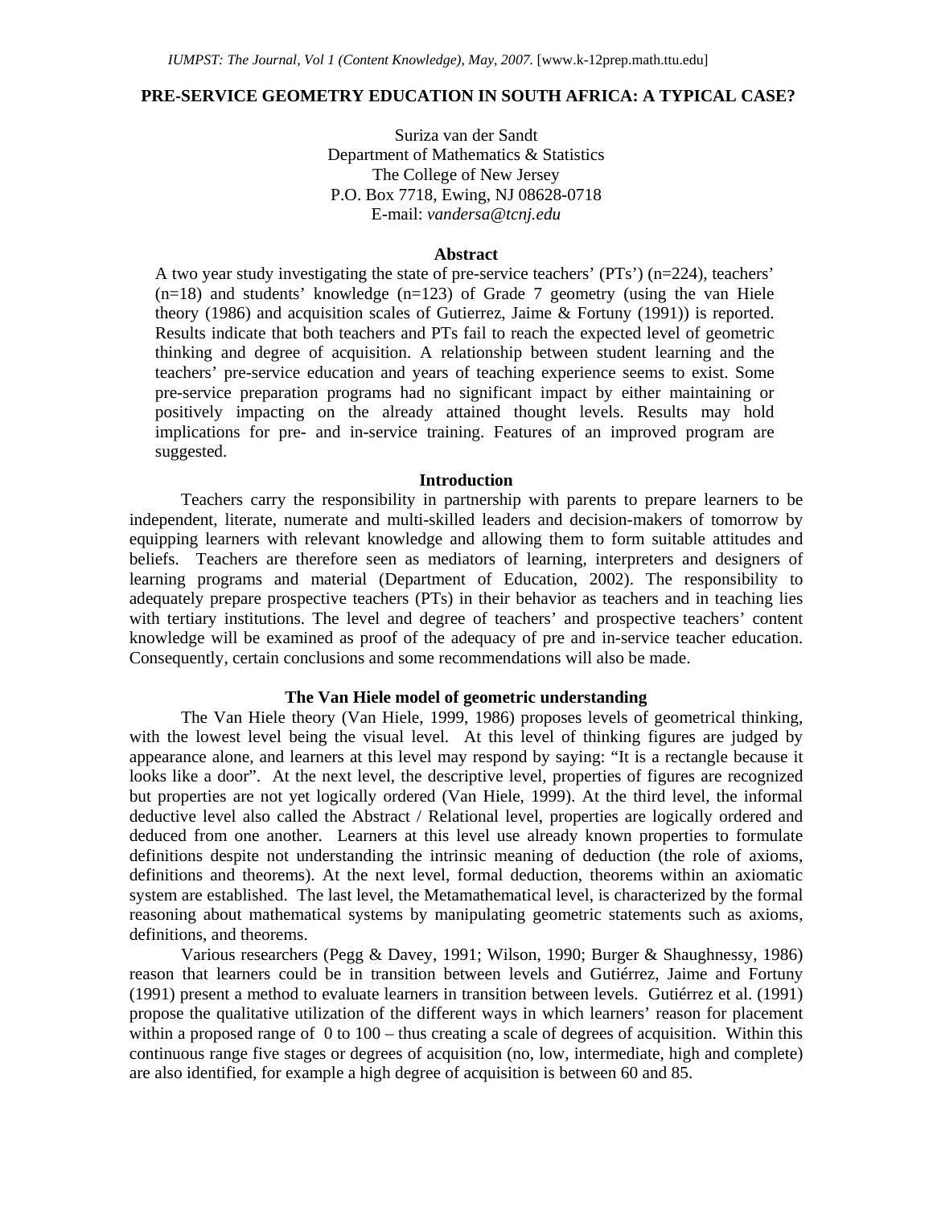# PRE-SERVICE GEOMETRY EDUCATION IN SOUTH AFRICA: A TYPICAL CASE?

Suriza van der Sandt
Department of Mathematics & Statistics
The College of New Jersey
P.O. Box 7718, Ewing, NJ 08628-0718
E-mail: *vandersa@tcnj.edu*

## Abstract

A two year study investigating the state of pre-service teachers' (PTs') (n=224), teachers' (n=18) and students' knowledge (n=123) of Grade 7 geometry (using the van Hiele theory (1986) and acquisition scales of Gutierrez, Jaime & Fortuny (1991)) is reported. Results indicate that both teachers and PTs fail to reach the expected level of geometric thinking and degree of acquisition. A relationship between student learning and the teachers' pre-service education and years of teaching experience seems to exist. Some pre-service preparation programs had no significant impact by either maintaining or positively impacting on the already attained thought levels. Results may hold implications for pre- and in-service training. Features of an improved program are suggested.

## Introduction

Teachers carry the responsibility in partnership with parents to prepare learners to be independent, literate, numerate and multi-skilled leaders and decision-makers of tomorrow by equipping learners with relevant knowledge and allowing them to form suitable attitudes and beliefs. Teachers are therefore seen as mediators of learning, interpreters and designers of learning programs and material (Department of Education, 2002). The responsibility to adequately prepare prospective teachers (PTs) in their behavior as teachers and in teaching lies with tertiary institutions. The level and degree of teachers' and prospective teachers' content knowledge will be examined as proof of the adequacy of pre and in-service teacher education. Consequently, certain conclusions and some recommendations will also be made.

## The Van Hiele model of geometric understanding

The Van Hiele theory (Van Hiele, 1999, 1986) proposes levels of geometrical thinking, with the lowest level being the visual level. At this level of thinking figures are judged by appearance alone, and learners at this level may respond by saying: "It is a rectangle because it looks like a door". At the next level, the descriptive level, properties of figures are recognized but properties are not yet logically ordered (Van Hiele, 1999). At the third level, the informal deductive level also called the Abstract / Relational level, properties are logically ordered and deduced from one another. Learners at this level use already known properties to formulate definitions despite not understanding the intrinsic meaning of deduction (the role of axioms, definitions and theorems). At the next level, formal deduction, theorems within an axiomatic system are established. The last level, the Metamathematical level, is characterized by the formal reasoning about mathematical systems by manipulating geometric statements such as axioms, definitions, and theorems.

Various researchers (Pegg & Davey, 1991; Wilson, 1990; Burger & Shaughnessy, 1986) reason that learners could be in transition between levels and Gutiérrez, Jaime and Fortuny (1991) present a method to evaluate learners in transition between levels. Gutiérrez et al. (1991) propose the qualitative utilization of the different ways in which learners' reason for placement within a proposed range of 0 to 100 – thus creating a scale of degrees of acquisition. Within this continuous range five stages or degrees of acquisition (no, low, intermediate, high and complete) are also identified, for example a high degree of acquisition is between 60 and 85.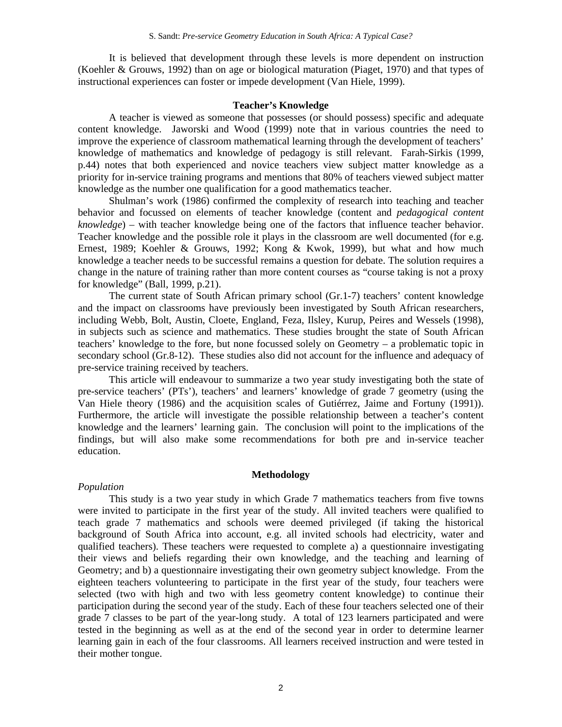It is believed that development through these levels is more dependent on instruction (Koehler & Grouws, 1992) than on age or biological maturation (Piaget, 1970) and that types of instructional experiences can foster or impede development (Van Hiele, 1999).

## Teacher's Knowledge

A teacher is viewed as someone that possesses (or should possess) specific and adequate content knowledge. Jaworski and Wood (1999) note that in various countries the need to improve the experience of classroom mathematical learning through the development of teachers' knowledge of mathematics and knowledge of pedagogy is still relevant. Farah-Sirkis (1999, p.44) notes that both experienced and novice teachers view subject matter knowledge as a priority for in-service training programs and mentions that 80% of teachers viewed subject matter knowledge as the number one qualification for a good mathematics teacher.

Shulman's work (1986) confirmed the complexity of research into teaching and teacher behavior and focussed on elements of teacher knowledge (content and *pedagogical content knowledge*) – with teacher knowledge being one of the factors that influence teacher behavior. Teacher knowledge and the possible role it plays in the classroom are well documented (for e.g. Ernest, 1989; Koehler & Grouws, 1992; Kong & Kwok, 1999), but what and how much knowledge a teacher needs to be successful remains a question for debate. The solution requires a change in the nature of training rather than more content courses as "course taking is not a proxy for knowledge" (Ball, 1999, p.21).

The current state of South African primary school (Gr.1-7) teachers' content knowledge and the impact on classrooms have previously been investigated by South African researchers, including Webb, Bolt, Austin, Cloete, England, Feza, Ilsley, Kurup, Peires and Wessels (1998), in subjects such as science and mathematics. These studies brought the state of South African teachers' knowledge to the fore, but none focussed solely on Geometry – a problematic topic in secondary school (Gr.8-12). These studies also did not account for the influence and adequacy of pre-service training received by teachers.

This article will endeavour to summarize a two year study investigating both the state of pre-service teachers' (PTs'), teachers' and learners' knowledge of grade 7 geometry (using the Van Hiele theory (1986) and the acquisition scales of Gutiérrez, Jaime and Fortuny (1991)). Furthermore, the article will investigate the possible relationship between a teacher's content knowledge and the learners' learning gain. The conclusion will point to the implications of the findings, but will also make some recommendations for both pre and in-service teacher education.

## Methodology

*Population*

This study is a two year study in which Grade 7 mathematics teachers from five towns were invited to participate in the first year of the study. All invited teachers were qualified to teach grade 7 mathematics and schools were deemed privileged (if taking the historical background of South Africa into account, e.g. all invited schools had electricity, water and qualified teachers). These teachers were requested to complete a) a questionnaire investigating their views and beliefs regarding their own knowledge, and the teaching and learning of Geometry; and b) a questionnaire investigating their own geometry subject knowledge. From the eighteen teachers volunteering to participate in the first year of the study, four teachers were selected (two with high and two with less geometry content knowledge) to continue their participation during the second year of the study. Each of these four teachers selected one of their grade 7 classes to be part of the year-long study. A total of 123 learners participated and were tested in the beginning as well as at the end of the second year in order to determine learner learning gain in each of the four classrooms. All learners received instruction and were tested in their mother tongue.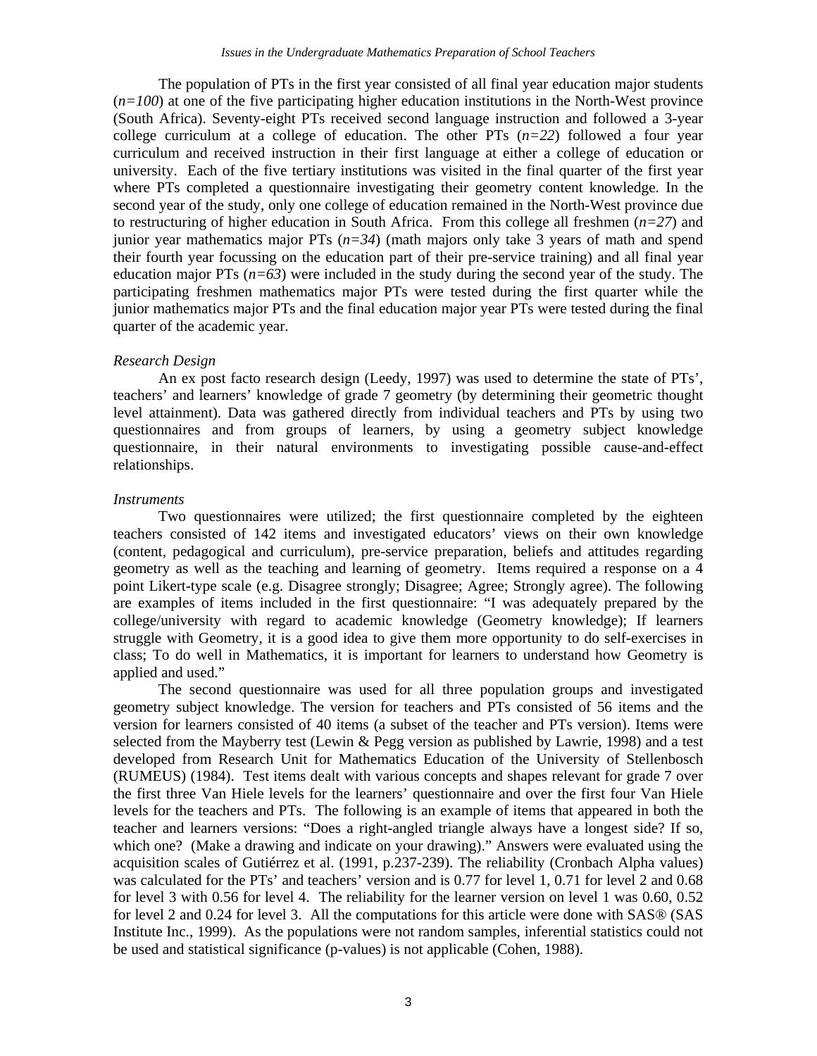The population of PTs in the first year consisted of all final year education major students (*n=100*) at one of the five participating higher education institutions in the North-West province (South Africa). Seventy-eight PTs received second language instruction and followed a 3-year college curriculum at a college of education. The other PTs (*n=22*) followed a four year curriculum and received instruction in their first language at either a college of education or university. Each of the five tertiary institutions was visited in the final quarter of the first year where PTs completed a questionnaire investigating their geometry content knowledge. In the second year of the study, only one college of education remained in the North-West province due to restructuring of higher education in South Africa. From this college all freshmen (*n=27*) and junior year mathematics major PTs (*n=34*) (math majors only take 3 years of math and spend their fourth year focussing on the education part of their pre-service training) and all final year education major PTs (*n=63*) were included in the study during the second year of the study. The participating freshmen mathematics major PTs were tested during the first quarter while the junior mathematics major PTs and the final education major year PTs were tested during the final quarter of the academic year.

*Research Design*

An ex post facto research design (Leedy, 1997) was used to determine the state of PTs', teachers' and learners' knowledge of grade 7 geometry (by determining their geometric thought level attainment). Data was gathered directly from individual teachers and PTs by using two questionnaires and from groups of learners, by using a geometry subject knowledge questionnaire, in their natural environments to investigating possible cause-and-effect relationships.

*Instruments*

Two questionnaires were utilized; the first questionnaire completed by the eighteen teachers consisted of 142 items and investigated educators' views on their own knowledge (content, pedagogical and curriculum), pre-service preparation, beliefs and attitudes regarding geometry as well as the teaching and learning of geometry. Items required a response on a 4 point Likert-type scale (e.g. Disagree strongly; Disagree; Agree; Strongly agree). The following are examples of items included in the first questionnaire: "I was adequately prepared by the college/university with regard to academic knowledge (Geometry knowledge); If learners struggle with Geometry, it is a good idea to give them more opportunity to do self-exercises in class; To do well in Mathematics, it is important for learners to understand how Geometry is applied and used."

The second questionnaire was used for all three population groups and investigated geometry subject knowledge. The version for teachers and PTs consisted of 56 items and the version for learners consisted of 40 items (a subset of the teacher and PTs version). Items were selected from the Mayberry test (Lewin & Pegg version as published by Lawrie, 1998) and a test developed from Research Unit for Mathematics Education of the University of Stellenbosch (RUMEUS) (1984). Test items dealt with various concepts and shapes relevant for grade 7 over the first three Van Hiele levels for the learners' questionnaire and over the first four Van Hiele levels for the teachers and PTs. The following is an example of items that appeared in both the teacher and learners versions: "Does a right-angled triangle always have a longest side? If so, which one? (Make a drawing and indicate on your drawing)." Answers were evaluated using the acquisition scales of Gutiérrez et al. (1991, p.237-239). The reliability (Cronbach Alpha values) was calculated for the PTs' and teachers' version and is 0.77 for level 1, 0.71 for level 2 and 0.68 for level 3 with 0.56 for level 4. The reliability for the learner version on level 1 was 0.60, 0.52 for level 2 and 0.24 for level 3. All the computations for this article were done with SAS® (SAS Institute Inc., 1999). As the populations were not random samples, inferential statistics could not be used and statistical significance (p-values) is not applicable (Cohen, 1988).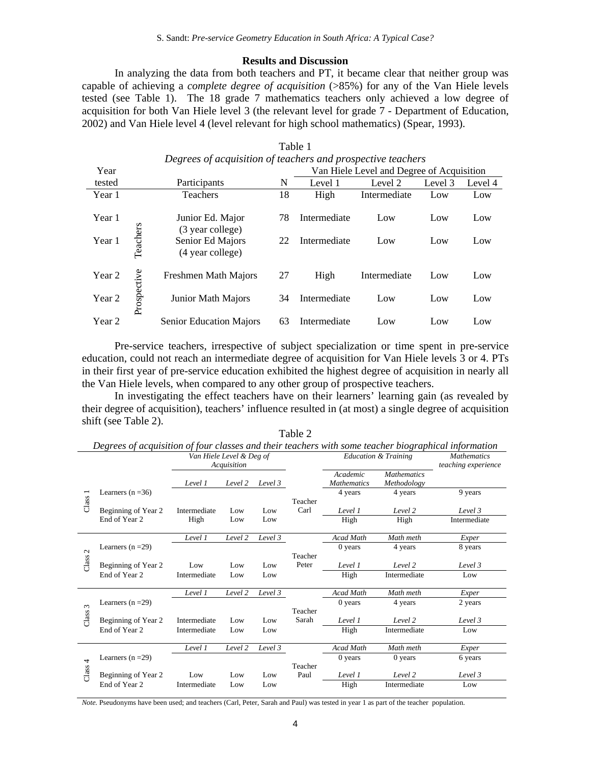## Results and Discussion

In analyzing the data from both teachers and PT, it became clear that neither group was capable of achieving a *complete degree of acquisition* (>85%) for any of the Van Hiele levels tested (see Table 1). The 18 grade 7 mathematics teachers only achieved a low degree of acquisition for both Van Hiele level 3 (the relevant level for grade 7 - Department of Education, 2002) and Van Hiele level 4 (level relevant for high school mathematics) (Spear, 1993).

Table 1
*Degrees of acquisition of teachers and prospective teachers*

| Year tested | | Participants | N | Van Hiele Level and Degree of Acquisition: Level 1 | Level 2 | Level 3 | Level 4 |
|---|---|---|---|---|---|---|---|
| Year 1 | | Teachers | 18 | High | Intermediate | Low | Low |
| Year 1 | Prospective Teachers | Junior Ed. Major (3 year college) | 78 | Intermediate | Low | Low | Low |
| Year 1 | Prospective Teachers | Senior Ed Majors (4 year college) | 22 | Intermediate | Low | Low | Low |
| Year 2 | Prospective Teachers | Freshmen Math Majors | 27 | High | Intermediate | Low | Low |
| Year 2 | Prospective Teachers | Junior Math Majors | 34 | Intermediate | Low | Low | Low |
| Year 2 | Prospective Teachers | Senior Education Majors | 63 | Intermediate | Low | Low | Low |

Pre-service teachers, irrespective of subject specialization or time spent in pre-service education, could not reach an intermediate degree of acquisition for Van Hiele levels 3 or 4. PTs in their first year of pre-service education exhibited the highest degree of acquisition in nearly all the Van Hiele levels, when compared to any other group of prospective teachers.

In investigating the effect teachers have on their learners' learning gain (as revealed by their degree of acquisition), teachers' influence resulted in (at most) a single degree of acquisition shift (see Table 2).

Table 2
*Degrees of acquisition of four classes and their teachers with some teacher biographical information*

| | | Van Hiele Level & Deg of Acquisition | | | | Education & Training | | Mathematics teaching experience |
|---|---|---|---|---|---|---|---|---|
| | | *Level 1* | *Level 2* | *Level 3* | | *Academic Mathematics* | *Mathematics Methodology* | |
| Class 1 | Learners (n =36) | | | | Teacher Carl | 4 years | 4 years | 9 years |
| | Beginning of Year 2 | Intermediate | Low | Low | | *Level 1* | *Level 2* | *Level 3* |
| | End of Year 2 | High | Low | Low | | High | High | Intermediate |
| | | *Level 1* | *Level 2* | *Level 3* | | *Acad Math* | *Math meth* | *Exper* |
| Class 2 | Learners (n =29) | | | | Teacher Peter | 0 years | 4 years | 8 years |
| | Beginning of Year 2 | Low | Low | Low | | *Level 1* | *Level 2* | *Level 3* |
| | End of Year 2 | Intermediate | Low | Low | | High | Intermediate | Low |
| | | *Level 1* | *Level 2* | *Level 3* | | *Acad Math* | *Math meth* | *Exper* |
| Class 3 | Learners (n =29) | | | | Teacher Sarah | 0 years | 4 years | 2 years |
| | Beginning of Year 2 | Intermediate | Low | Low | | *Level 1* | *Level 2* | *Level 3* |
| | End of Year 2 | Intermediate | Low | Low | | High | Intermediate | Low |
| | | *Level 1* | *Level 2* | *Level 3* | | *Acad Math* | *Math meth* | *Exper* |
| Class 4 | Learners (n =29) | | | | Teacher Paul | 0 years | 0 years | 6 years |
| | Beginning of Year 2 | Low | Low | Low | | *Level 1* | *Level 2* | *Level 3* |
| | End of Year 2 | Intermediate | Low | Low | | High | Intermediate | Low |

*Note.* Pseudonyms have been used; and teachers (Carl, Peter, Sarah and Paul) was tested in year 1 as part of the teacher population.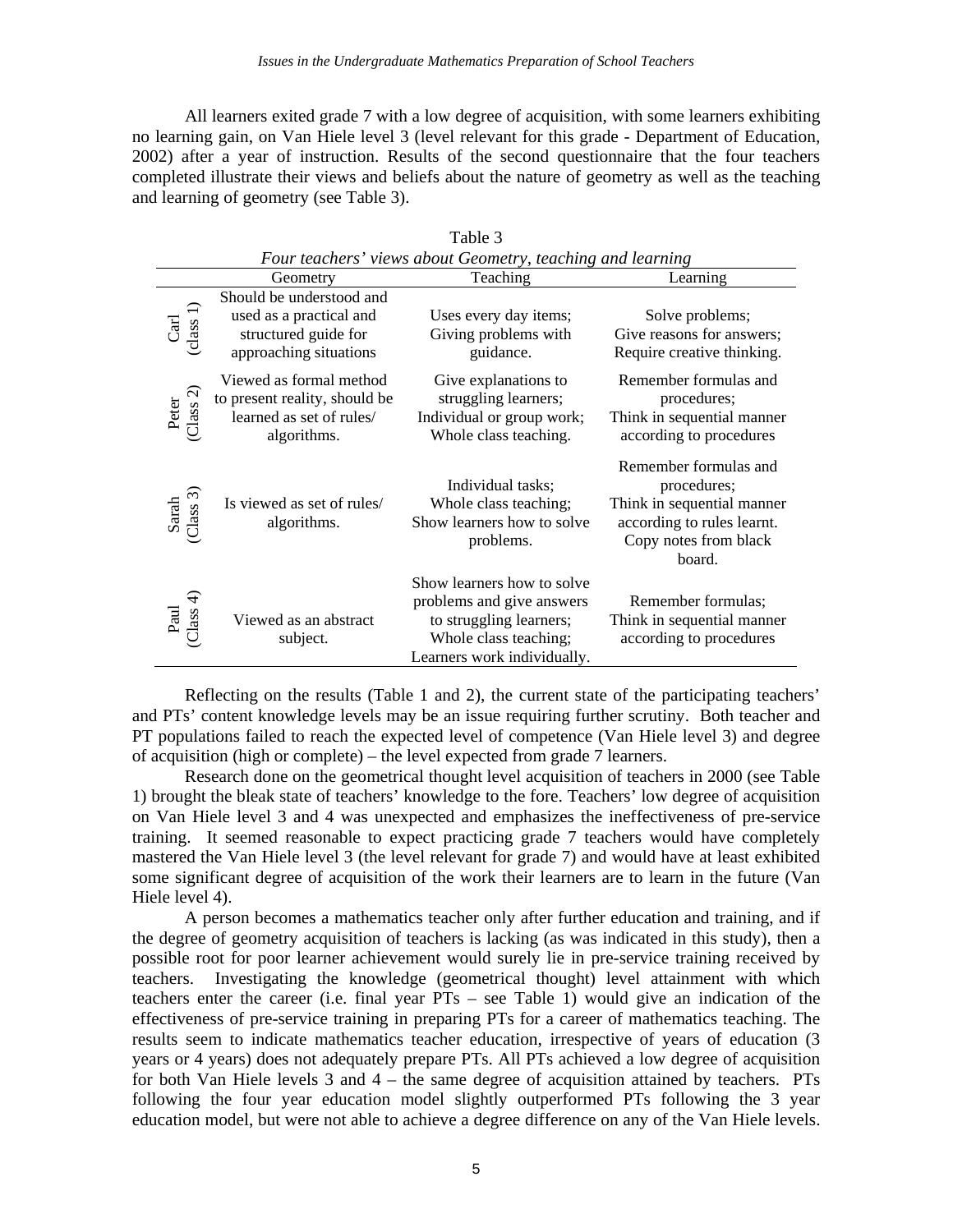All learners exited grade 7 with a low degree of acquisition, with some learners exhibiting no learning gain, on Van Hiele level 3 (level relevant for this grade - Department of Education, 2002) after a year of instruction. Results of the second questionnaire that the four teachers completed illustrate their views and beliefs about the nature of geometry as well as the teaching and learning of geometry (see Table 3).

Table 3
*Four teachers' views about Geometry, teaching and learning*

| | Geometry | Teaching | Learning |
|---|---|---|---|
| Carl (class 1) | Should be understood and used as a practical and structured guide for approaching situations | Uses every day items; Giving problems with guidance. | Solve problems; Give reasons for answers; Require creative thinking. |
| Peter (Class 2) | Viewed as formal method to present reality, should be learned as set of rules/ algorithms. | Give explanations to struggling learners; Individual or group work; Whole class teaching. | Remember formulas and procedures; Think in sequential manner according to procedures |
| Sarah (Class 3) | Is viewed as set of rules/ algorithms. | Individual tasks; Whole class teaching; Show learners how to solve problems. | Remember formulas and procedures; Think in sequential manner according to rules learnt. Copy notes from black board. |
| Paul (Class 4) | Viewed as an abstract subject. | Show learners how to solve problems and give answers to struggling learners; Whole class teaching; Learners work individually. | Remember formulas; Think in sequential manner according to procedures |

Reflecting on the results (Table 1 and 2), the current state of the participating teachers' and PTs' content knowledge levels may be an issue requiring further scrutiny. Both teacher and PT populations failed to reach the expected level of competence (Van Hiele level 3) and degree of acquisition (high or complete) – the level expected from grade 7 learners.

Research done on the geometrical thought level acquisition of teachers in 2000 (see Table 1) brought the bleak state of teachers' knowledge to the fore. Teachers' low degree of acquisition on Van Hiele level 3 and 4 was unexpected and emphasizes the ineffectiveness of pre-service training. It seemed reasonable to expect practicing grade 7 teachers would have completely mastered the Van Hiele level 3 (the level relevant for grade 7) and would have at least exhibited some significant degree of acquisition of the work their learners are to learn in the future (Van Hiele level 4).

A person becomes a mathematics teacher only after further education and training, and if the degree of geometry acquisition of teachers is lacking (as was indicated in this study), then a possible root for poor learner achievement would surely lie in pre-service training received by teachers. Investigating the knowledge (geometrical thought) level attainment with which teachers enter the career (i.e. final year PTs – see Table 1) would give an indication of the effectiveness of pre-service training in preparing PTs for a career of mathematics teaching. The results seem to indicate mathematics teacher education, irrespective of years of education (3 years or 4 years) does not adequately prepare PTs. All PTs achieved a low degree of acquisition for both Van Hiele levels 3 and 4 – the same degree of acquisition attained by teachers. PTs following the four year education model slightly outperformed PTs following the 3 year education model, but were not able to achieve a degree difference on any of the Van Hiele levels.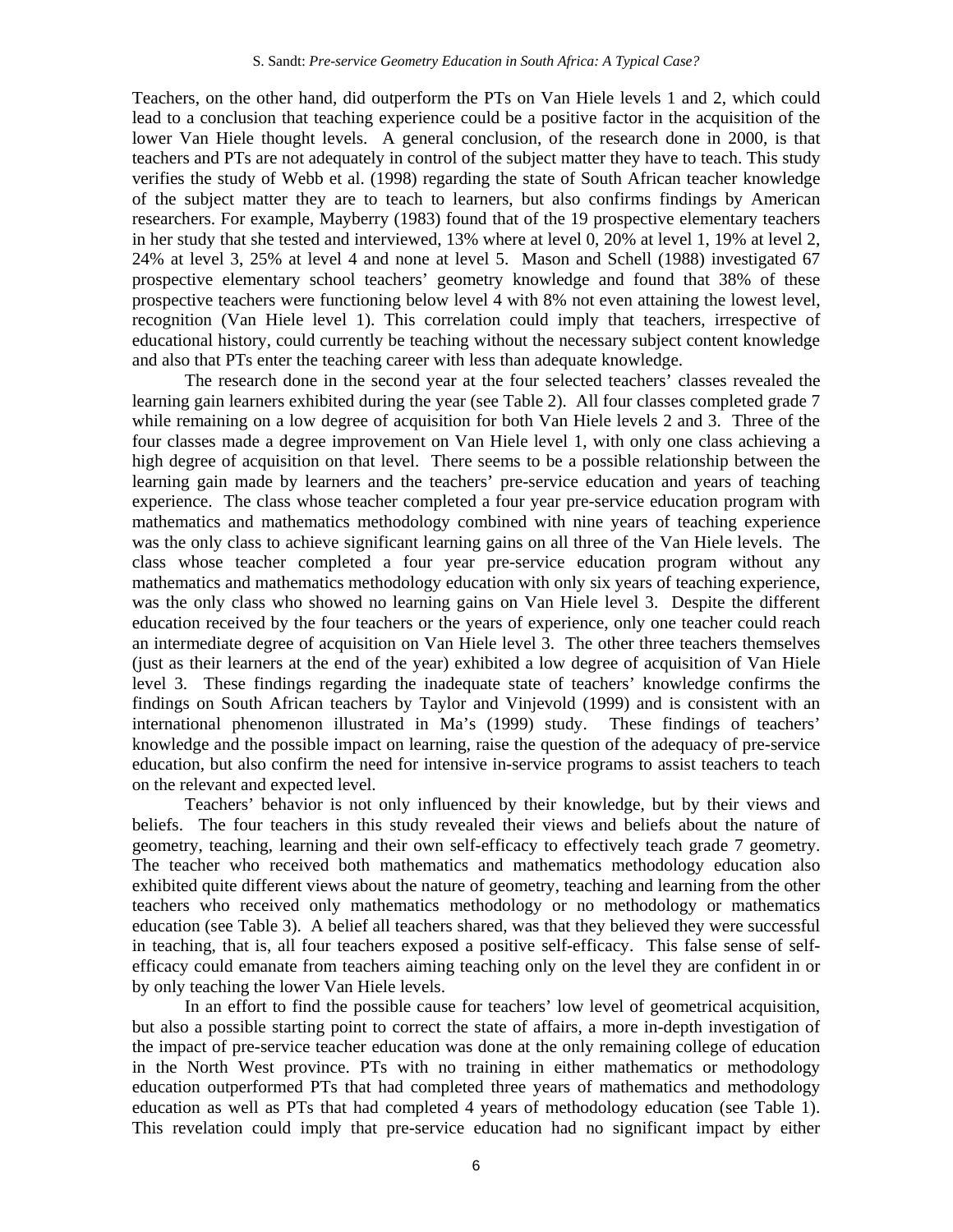Teachers, on the other hand, did outperform the PTs on Van Hiele levels 1 and 2, which could lead to a conclusion that teaching experience could be a positive factor in the acquisition of the lower Van Hiele thought levels. A general conclusion, of the research done in 2000, is that teachers and PTs are not adequately in control of the subject matter they have to teach. This study verifies the study of Webb et al. (1998) regarding the state of South African teacher knowledge of the subject matter they are to teach to learners, but also confirms findings by American researchers. For example, Mayberry (1983) found that of the 19 prospective elementary teachers in her study that she tested and interviewed, 13% where at level 0, 20% at level 1, 19% at level 2, 24% at level 3, 25% at level 4 and none at level 5. Mason and Schell (1988) investigated 67 prospective elementary school teachers' geometry knowledge and found that 38% of these prospective teachers were functioning below level 4 with 8% not even attaining the lowest level, recognition (Van Hiele level 1). This correlation could imply that teachers, irrespective of educational history, could currently be teaching without the necessary subject content knowledge and also that PTs enter the teaching career with less than adequate knowledge.

The research done in the second year at the four selected teachers' classes revealed the learning gain learners exhibited during the year (see Table 2). All four classes completed grade 7 while remaining on a low degree of acquisition for both Van Hiele levels 2 and 3. Three of the four classes made a degree improvement on Van Hiele level 1, with only one class achieving a high degree of acquisition on that level. There seems to be a possible relationship between the learning gain made by learners and the teachers' pre-service education and years of teaching experience. The class whose teacher completed a four year pre-service education program with mathematics and mathematics methodology combined with nine years of teaching experience was the only class to achieve significant learning gains on all three of the Van Hiele levels. The class whose teacher completed a four year pre-service education program without any mathematics and mathematics methodology education with only six years of teaching experience, was the only class who showed no learning gains on Van Hiele level 3. Despite the different education received by the four teachers or the years of experience, only one teacher could reach an intermediate degree of acquisition on Van Hiele level 3. The other three teachers themselves (just as their learners at the end of the year) exhibited a low degree of acquisition of Van Hiele level 3. These findings regarding the inadequate state of teachers' knowledge confirms the findings on South African teachers by Taylor and Vinjevold (1999) and is consistent with an international phenomenon illustrated in Ma's (1999) study. These findings of teachers' knowledge and the possible impact on learning, raise the question of the adequacy of pre-service education, but also confirm the need for intensive in-service programs to assist teachers to teach on the relevant and expected level.

Teachers' behavior is not only influenced by their knowledge, but by their views and beliefs. The four teachers in this study revealed their views and beliefs about the nature of geometry, teaching, learning and their own self-efficacy to effectively teach grade 7 geometry. The teacher who received both mathematics and mathematics methodology education also exhibited quite different views about the nature of geometry, teaching and learning from the other teachers who received only mathematics methodology or no methodology or mathematics education (see Table 3). A belief all teachers shared, was that they believed they were successful in teaching, that is, all four teachers exposed a positive self-efficacy. This false sense of self-efficacy could emanate from teachers aiming teaching only on the level they are confident in or by only teaching the lower Van Hiele levels.

In an effort to find the possible cause for teachers' low level of geometrical acquisition, but also a possible starting point to correct the state of affairs, a more in-depth investigation of the impact of pre-service teacher education was done at the only remaining college of education in the North West province. PTs with no training in either mathematics or methodology education outperformed PTs that had completed three years of mathematics and methodology education as well as PTs that had completed 4 years of methodology education (see Table 1). This revelation could imply that pre-service education had no significant impact by either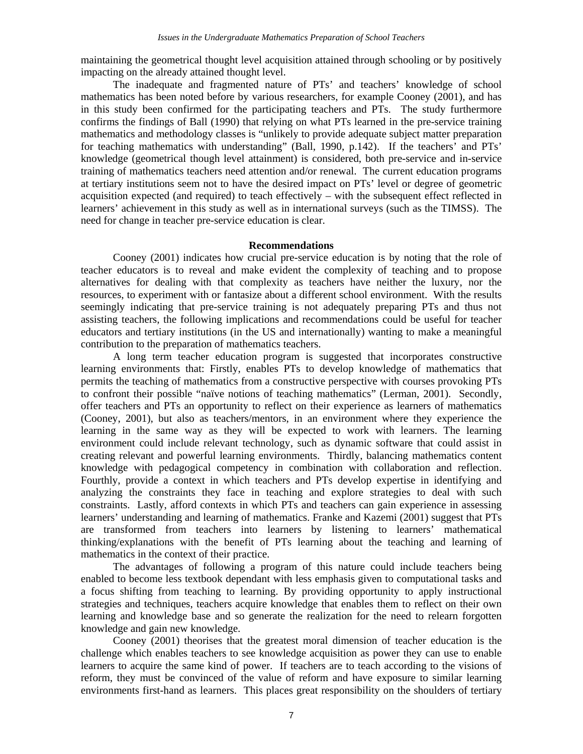maintaining the geometrical thought level acquisition attained through schooling or by positively impacting on the already attained thought level.

The inadequate and fragmented nature of PTs' and teachers' knowledge of school mathematics has been noted before by various researchers, for example Cooney (2001), and has in this study been confirmed for the participating teachers and PTs. The study furthermore confirms the findings of Ball (1990) that relying on what PTs learned in the pre-service training mathematics and methodology classes is "unlikely to provide adequate subject matter preparation for teaching mathematics with understanding" (Ball, 1990, p.142). If the teachers' and PTs' knowledge (geometrical though level attainment) is considered, both pre-service and in-service training of mathematics teachers need attention and/or renewal. The current education programs at tertiary institutions seem not to have the desired impact on PTs' level or degree of geometric acquisition expected (and required) to teach effectively – with the subsequent effect reflected in learners' achievement in this study as well as in international surveys (such as the TIMSS). The need for change in teacher pre-service education is clear.

## Recommendations

Cooney (2001) indicates how crucial pre-service education is by noting that the role of teacher educators is to reveal and make evident the complexity of teaching and to propose alternatives for dealing with that complexity as teachers have neither the luxury, nor the resources, to experiment with or fantasize about a different school environment. With the results seemingly indicating that pre-service training is not adequately preparing PTs and thus not assisting teachers, the following implications and recommendations could be useful for teacher educators and tertiary institutions (in the US and internationally) wanting to make a meaningful contribution to the preparation of mathematics teachers.

A long term teacher education program is suggested that incorporates constructive learning environments that: Firstly, enables PTs to develop knowledge of mathematics that permits the teaching of mathematics from a constructive perspective with courses provoking PTs to confront their possible "naïve notions of teaching mathematics" (Lerman, 2001). Secondly, offer teachers and PTs an opportunity to reflect on their experience as learners of mathematics (Cooney, 2001), but also as teachers/mentors, in an environment where they experience the learning in the same way as they will be expected to work with learners. The learning environment could include relevant technology, such as dynamic software that could assist in creating relevant and powerful learning environments. Thirdly, balancing mathematics content knowledge with pedagogical competency in combination with collaboration and reflection. Fourthly, provide a context in which teachers and PTs develop expertise in identifying and analyzing the constraints they face in teaching and explore strategies to deal with such constraints. Lastly, afford contexts in which PTs and teachers can gain experience in assessing learners' understanding and learning of mathematics. Franke and Kazemi (2001) suggest that PTs are transformed from teachers into learners by listening to learners' mathematical thinking/explanations with the benefit of PTs learning about the teaching and learning of mathematics in the context of their practice.

The advantages of following a program of this nature could include teachers being enabled to become less textbook dependant with less emphasis given to computational tasks and a focus shifting from teaching to learning. By providing opportunity to apply instructional strategies and techniques, teachers acquire knowledge that enables them to reflect on their own learning and knowledge base and so generate the realization for the need to relearn forgotten knowledge and gain new knowledge.

Cooney (2001) theorises that the greatest moral dimension of teacher education is the challenge which enables teachers to see knowledge acquisition as power they can use to enable learners to acquire the same kind of power. If teachers are to teach according to the visions of reform, they must be convinced of the value of reform and have exposure to similar learning environments first-hand as learners. This places great responsibility on the shoulders of tertiary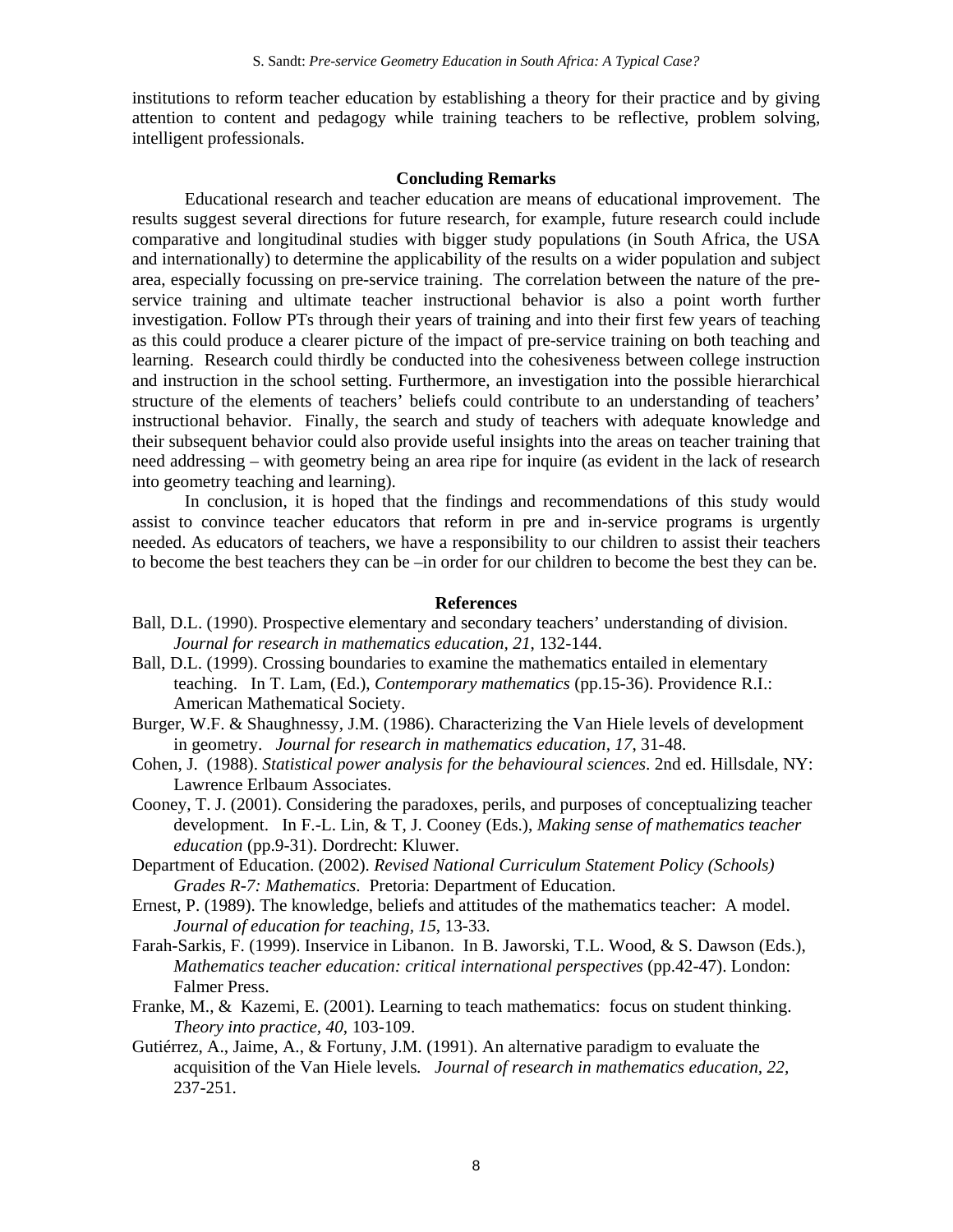institutions to reform teacher education by establishing a theory for their practice and by giving attention to content and pedagogy while training teachers to be reflective, problem solving, intelligent professionals.

## Concluding Remarks

Educational research and teacher education are means of educational improvement. The results suggest several directions for future research, for example, future research could include comparative and longitudinal studies with bigger study populations (in South Africa, the USA and internationally) to determine the applicability of the results on a wider population and subject area, especially focussing on pre-service training. The correlation between the nature of the pre-service training and ultimate teacher instructional behavior is also a point worth further investigation. Follow PTs through their years of training and into their first few years of teaching as this could produce a clearer picture of the impact of pre-service training on both teaching and learning. Research could thirdly be conducted into the cohesiveness between college instruction and instruction in the school setting. Furthermore, an investigation into the possible hierarchical structure of the elements of teachers' beliefs could contribute to an understanding of teachers' instructional behavior. Finally, the search and study of teachers with adequate knowledge and their subsequent behavior could also provide useful insights into the areas on teacher training that need addressing – with geometry being an area ripe for inquire (as evident in the lack of research into geometry teaching and learning).

In conclusion, it is hoped that the findings and recommendations of this study would assist to convince teacher educators that reform in pre and in-service programs is urgently needed. As educators of teachers, we have a responsibility to our children to assist their teachers to become the best teachers they can be –in order for our children to become the best they can be.

## References

Ball, D.L. (1990). Prospective elementary and secondary teachers' understanding of division. *Journal for research in mathematics education, 21*, 132-144.

Ball, D.L. (1999). Crossing boundaries to examine the mathematics entailed in elementary teaching. In T. Lam, (Ed.), *Contemporary mathematics* (pp.15-36). Providence R.I.: American Mathematical Society.

Burger, W.F. & Shaughnessy, J.M. (1986). Characterizing the Van Hiele levels of development in geometry. *Journal for research in mathematics education, 17*, 31-48.

Cohen, J. (1988). *Statistical power analysis for the behavioural sciences*. 2nd ed. Hillsdale, NY: Lawrence Erlbaum Associates.

Cooney, T. J. (2001). Considering the paradoxes, perils, and purposes of conceptualizing teacher development. In F.-L. Lin, & T, J. Cooney (Eds.), *Making sense of mathematics teacher education* (pp.9-31). Dordrecht: Kluwer.

Department of Education. (2002). *Revised National Curriculum Statement Policy (Schools) Grades R-7: Mathematics*. Pretoria: Department of Education.

Ernest, P. (1989). The knowledge, beliefs and attitudes of the mathematics teacher: A model. *Journal of education for teaching, 15*, 13-33.

Farah-Sarkis, F. (1999). Inservice in Libanon. In B. Jaworski, T.L. Wood, & S. Dawson (Eds.), *Mathematics teacher education: critical international perspectives* (pp.42-47). London: Falmer Press.

Franke, M., & Kazemi, E. (2001). Learning to teach mathematics: focus on student thinking. *Theory into practice, 40*, 103-109.

Gutiérrez, A., Jaime, A., & Fortuny, J.M. (1991). An alternative paradigm to evaluate the acquisition of the Van Hiele levels. *Journal of research in mathematics education, 22*, 237-251.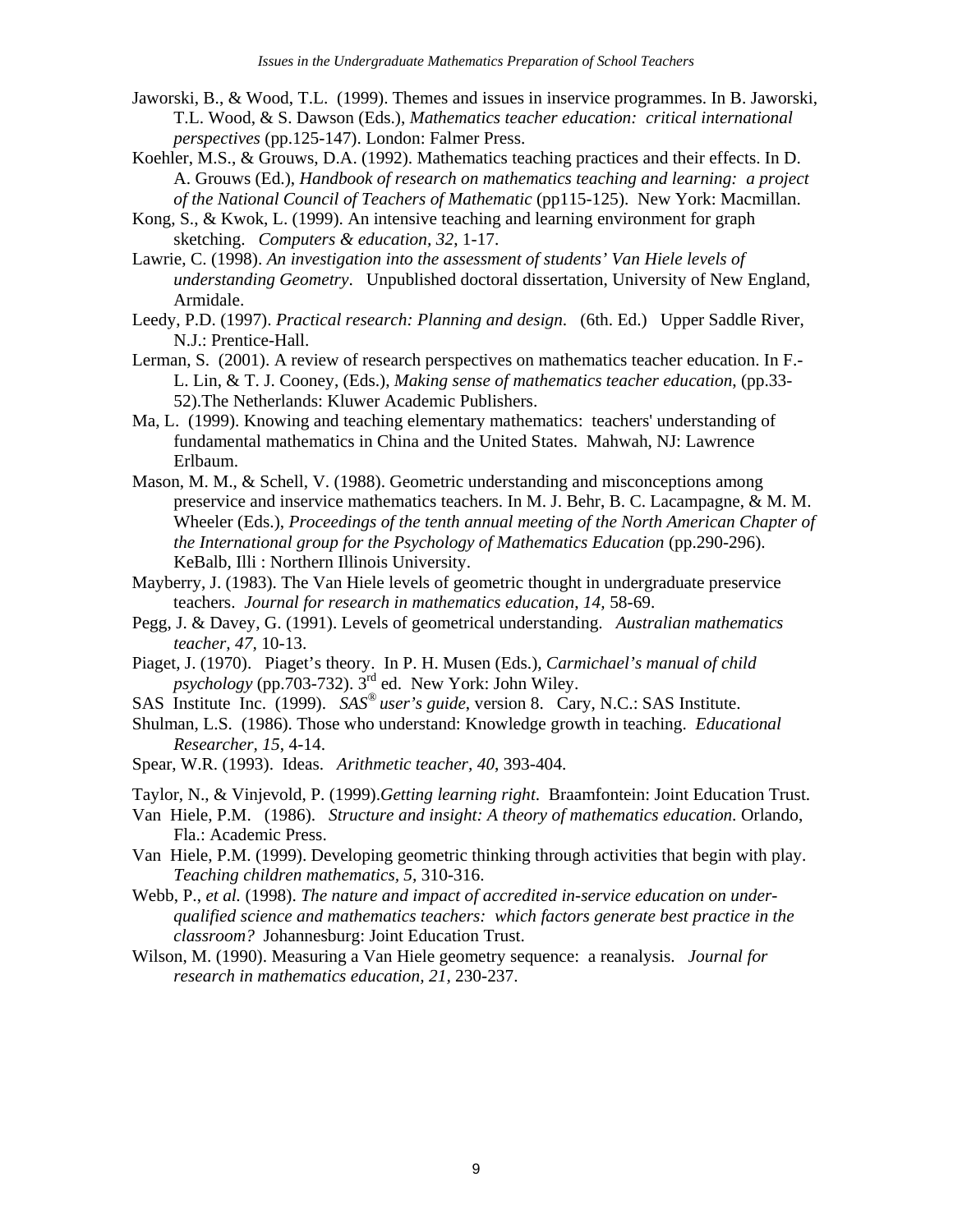Jaworski, B., & Wood, T.L. (1999). Themes and issues in inservice programmes. In B. Jaworski, T.L. Wood, & S. Dawson (Eds.), *Mathematics teacher education: critical international perspectives* (pp.125-147). London: Falmer Press.

Koehler, M.S., & Grouws, D.A. (1992). Mathematics teaching practices and their effects. In D. A. Grouws (Ed.), *Handbook of research on mathematics teaching and learning: a project of the National Council of Teachers of Mathematic* (pp115-125). New York: Macmillan.

Kong, S., & Kwok, L. (1999). An intensive teaching and learning environment for graph sketching. *Computers & education, 32*, 1-17.

Lawrie, C. (1998). *An investigation into the assessment of students' Van Hiele levels of understanding Geometry*. Unpublished doctoral dissertation, University of New England, Armidale.

Leedy, P.D. (1997). *Practical research: Planning and design*. (6th. Ed.) Upper Saddle River, N.J.: Prentice-Hall.

Lerman, S. (2001). A review of research perspectives on mathematics teacher education. In F.-L. Lin, & T. J. Cooney, (Eds.), *Making sense of mathematics teacher education*, (pp.33-52).The Netherlands: Kluwer Academic Publishers.

Ma, L. (1999). Knowing and teaching elementary mathematics: teachers' understanding of fundamental mathematics in China and the United States. Mahwah, NJ: Lawrence Erlbaum.

Mason, M. M., & Schell, V. (1988). Geometric understanding and misconceptions among preservice and inservice mathematics teachers. In M. J. Behr, B. C. Lacampagne, & M. M. Wheeler (Eds.), *Proceedings of the tenth annual meeting of the North American Chapter of the International group for the Psychology of Mathematics Education* (pp.290-296). KeBalb, Illi : Northern Illinois University.

Mayberry, J. (1983). The Van Hiele levels of geometric thought in undergraduate preservice teachers. *Journal for research in mathematics education, 14,* 58-69.

Pegg, J. & Davey, G. (1991). Levels of geometrical understanding. *Australian mathematics teacher, 47,* 10-13.

Piaget, J. (1970). Piaget's theory. In P. H. Musen (Eds.), *Carmichael's manual of child psychology* (pp.703-732). 3rd ed. New York: John Wiley.

SAS Institute Inc. (1999). *SAS® user's guide*, version 8. Cary, N.C.: SAS Institute.

Shulman, L.S. (1986). Those who understand: Knowledge growth in teaching. *Educational Researcher, 15*, 4-14.

Spear, W.R. (1993). Ideas. *Arithmetic teacher, 40*, 393-404.

Taylor, N., & Vinjevold, P. (1999).*Getting learning right*. Braamfontein: Joint Education Trust.

Van Hiele, P.M. (1986). *Structure and insight: A theory of mathematics education*. Orlando, Fla.: Academic Press.

Van Hiele, P.M. (1999). Developing geometric thinking through activities that begin with play. *Teaching children mathematics, 5,* 310-316.

Webb, P., *et al.* (1998). *The nature and impact of accredited in-service education on under-qualified science and mathematics teachers: which factors generate best practice in the classroom?* Johannesburg: Joint Education Trust.

Wilson, M. (1990). Measuring a Van Hiele geometry sequence: a reanalysis. *Journal for research in mathematics education, 21,* 230-237.